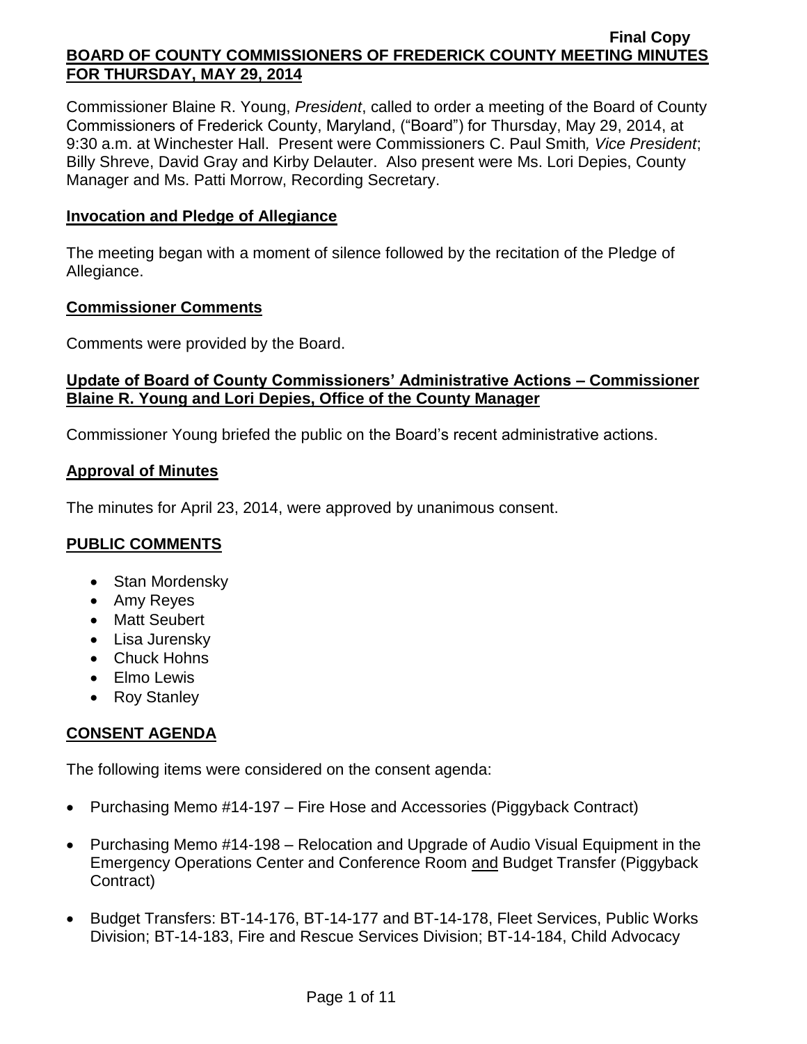Final Copy

**BOARD OF COUNTY COMMISSIONERS OF FREDERICK COUNTY MEETING MINUTES FOR THURSDAY, MAY 29, 2014**

Commissioner Blaine R. Young, *President*, called to order a meeting of the Board of County Commissioners of Frederick County, Maryland, ("Board") for Thursday, May 29, 2014, at 9:30 a.m. at Winchester Hall. Present were Commissioners C. Paul Smith*, Vice President*; Billy Shreve, David Gray and Kirby Delauter. Also present were Ms. Lori Depies, County Manager and Ms. Patti Morrow, Recording Secretary.

**Invocation and Pledge of Allegiance**

The meeting began with a moment of silence followed by the recitation of the Pledge of Allegiance.

**Commissioner Comments**

Comments were provided by the Board.

**Update of Board of County Commissioners' Administrative Actions – Commissioner Blaine R. Young and Lori Depies, Office of the County Manager**

Commissioner Young briefed the public on the Board's recent administrative actions.

**Approval of Minutes**

The minutes for April 23, 2014, were approved by unanimous consent.

**PUBLIC COMMENTS**

- Stan Mordensky
- Amy Reyes
- Matt Seubert
- Lisa Jurensky
- Chuck Hohns
- Elmo Lewis
- Roy Stanley

**CONSENT AGENDA**

The following items were considered on the consent agenda:

- Purchasing Memo #14-197 – Fire Hose and Accessories (Piggyback Contract)
- Purchasing Memo #14-198 – Relocation and Upgrade of Audio Visual Equipment in the Emergency Operations Center and Conference Room and Budget Transfer (Piggyback Contract)
- Budget Transfers: BT-14-176, BT-14-177 and BT-14-178, Fleet Services, Public Works Division; BT-14-183, Fire and Rescue Services Division; BT-14-184, Child Advocacy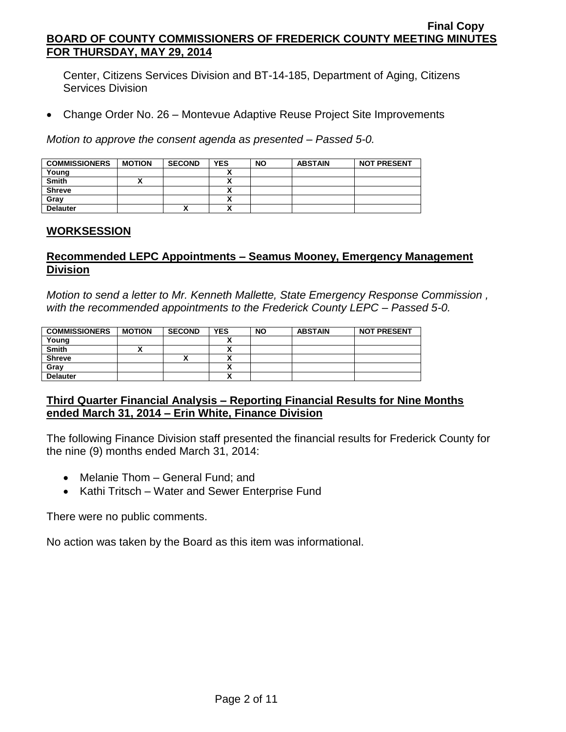Center, Citizens Services Division and BT-14-185, Department of Aging, Citizens Services Division

- Change Order No. 26 – Montevue Adaptive Reuse Project Site Improvements

*Motion to approve the consent agenda as presented – Passed 5-0.*

| COMMISSIONERS | MOTION | SECOND | YES | NO | ABSTAIN | NOT PRESENT |
|---|---|---|---|---|---|---|
| Young | | | X | | | |
| Smith | X | | X | | | |
| Shreve | | | X | | | |
| Gray | | | X | | | |
| Delauter | | X | X | | | |

## WORKSESSION

### Recommended LEPC Appointments – Seamus Mooney, Emergency Management Division

*Motion to send a letter to Mr. Kenneth Mallette, State Emergency Response Commission , with the recommended appointments to the Frederick County LEPC – Passed 5-0.*

| COMMISSIONERS | MOTION | SECOND | YES | NO | ABSTAIN | NOT PRESENT |
|---|---|---|---|---|---|---|
| Young | | | X | | | |
| Smith | X | | X | | | |
| Shreve | | X | X | | | |
| Gray | | | X | | | |
| Delauter | | | X | | | |

### Third Quarter Financial Analysis – Reporting Financial Results for Nine Months ended March 31, 2014 – Erin White, Finance Division

The following Finance Division staff presented the financial results for Frederick County for the nine (9) months ended March 31, 2014:

- Melanie Thom – General Fund; and
- Kathi Tritsch – Water and Sewer Enterprise Fund

There were no public comments.

No action was taken by the Board as this item was informational.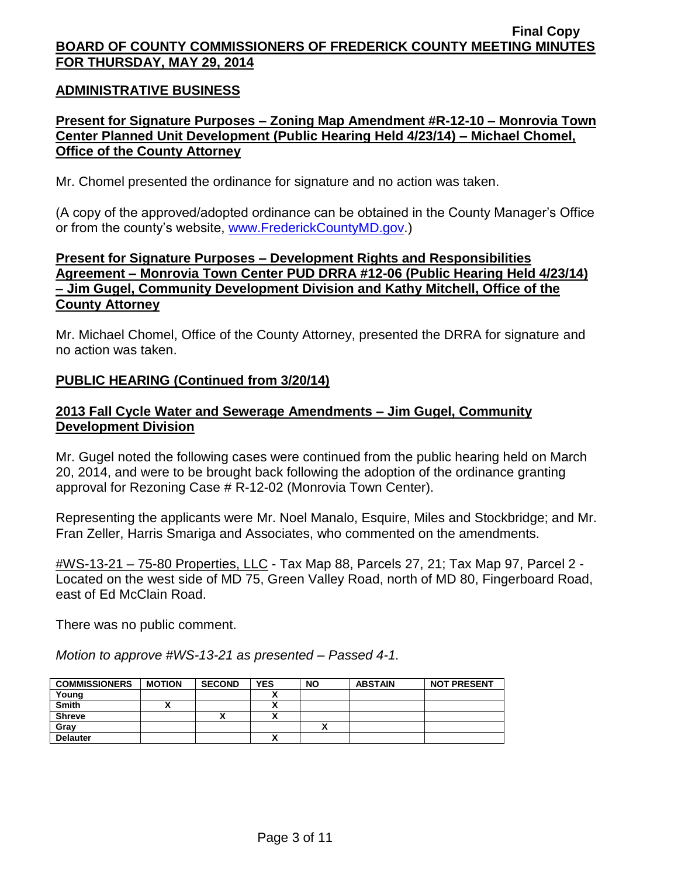## ADMINISTRATIVE BUSINESS

### Present for Signature Purposes – Zoning Map Amendment #R-12-10 – Monrovia Town Center Planned Unit Development (Public Hearing Held 4/23/14) – Michael Chomel, Office of the County Attorney

Mr. Chomel presented the ordinance for signature and no action was taken.

(A copy of the approved/adopted ordinance can be obtained in the County Manager's Office or from the county's website, www.FrederickCountyMD.gov.)

### Present for Signature Purposes – Development Rights and Responsibilities Agreement – Monrovia Town Center PUD DRRA #12-06 (Public Hearing Held 4/23/14) – Jim Gugel, Community Development Division and Kathy Mitchell, Office of the County Attorney

Mr. Michael Chomel, Office of the County Attorney, presented the DRRA for signature and no action was taken.

## PUBLIC HEARING (Continued from 3/20/14)

### 2013 Fall Cycle Water and Sewerage Amendments – Jim Gugel, Community Development Division

Mr. Gugel noted the following cases were continued from the public hearing held on March 20, 2014, and were to be brought back following the adoption of the ordinance granting approval for Rezoning Case # R-12-02 (Monrovia Town Center).

Representing the applicants were Mr. Noel Manalo, Esquire, Miles and Stockbridge; and Mr. Fran Zeller, Harris Smariga and Associates, who commented on the amendments.

#WS-13-21 – 75-80 Properties, LLC - Tax Map 88, Parcels 27, 21; Tax Map 97, Parcel 2 - Located on the west side of MD 75, Green Valley Road, north of MD 80, Fingerboard Road, east of Ed McClain Road.

There was no public comment.

*Motion to approve #WS-13-21 as presented – Passed 4-1.*

| COMMISSIONERS | MOTION | SECOND | YES | NO | ABSTAIN | NOT PRESENT |
|---|---|---|---|---|---|---|
| Young | | | X | | | |
| Smith | X | | X | | | |
| Shreve | | X | X | | | |
| Gray | | | | X | | |
| Delauter | | | X | | | |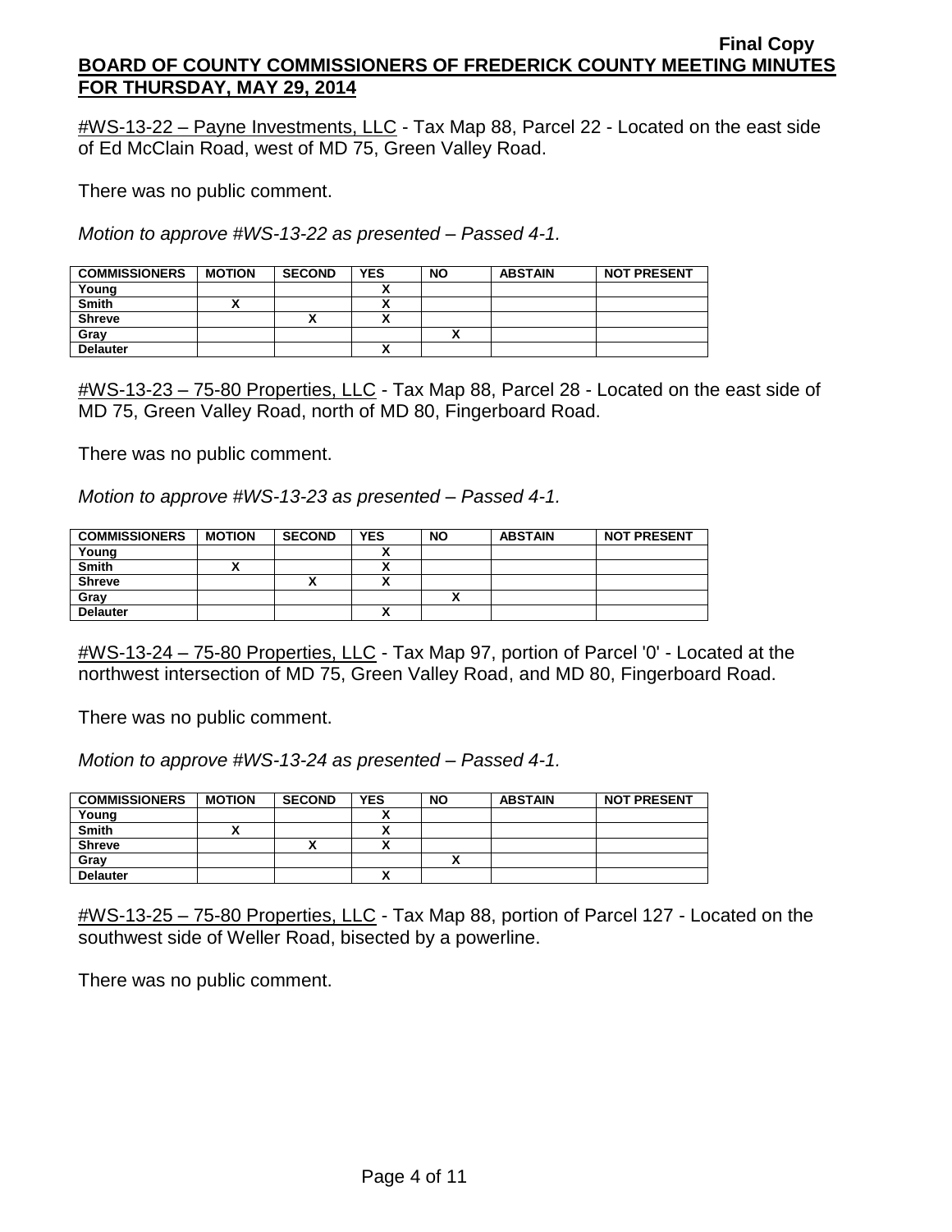#WS-13-22 – Payne Investments, LLC - Tax Map 88, Parcel 22 - Located on the east side of Ed McClain Road, west of MD 75, Green Valley Road.

There was no public comment.

*Motion to approve #WS-13-22 as presented – Passed 4-1.*

| COMMISSIONERS | MOTION | SECOND | YES | NO | ABSTAIN | NOT PRESENT |
|---|---|---|---|---|---|---|
| Young | | | X | | | |
| Smith | X | | X | | | |
| Shreve | | X | X | | | |
| Gray | | | | X | | |
| Delauter | | | X | | | |

#WS-13-23 – 75-80 Properties, LLC - Tax Map 88, Parcel 28 - Located on the east side of MD 75, Green Valley Road, north of MD 80, Fingerboard Road.

There was no public comment.

*Motion to approve #WS-13-23 as presented – Passed 4-1.*

| COMMISSIONERS | MOTION | SECOND | YES | NO | ABSTAIN | NOT PRESENT |
|---|---|---|---|---|---|---|
| Young | | | X | | | |
| Smith | X | | X | | | |
| Shreve | | X | X | | | |
| Gray | | | | X | | |
| Delauter | | | X | | | |

#WS-13-24 – 75-80 Properties, LLC - Tax Map 97, portion of Parcel '0' - Located at the northwest intersection of MD 75, Green Valley Road, and MD 80, Fingerboard Road.

There was no public comment.

*Motion to approve #WS-13-24 as presented – Passed 4-1.*

| COMMISSIONERS | MOTION | SECOND | YES | NO | ABSTAIN | NOT PRESENT |
|---|---|---|---|---|---|---|
| Young | | | X | | | |
| Smith | X | | X | | | |
| Shreve | | X | X | | | |
| Gray | | | | X | | |
| Delauter | | | X | | | |

#WS-13-25 – 75-80 Properties, LLC - Tax Map 88, portion of Parcel 127 - Located on the southwest side of Weller Road, bisected by a powerline.

There was no public comment.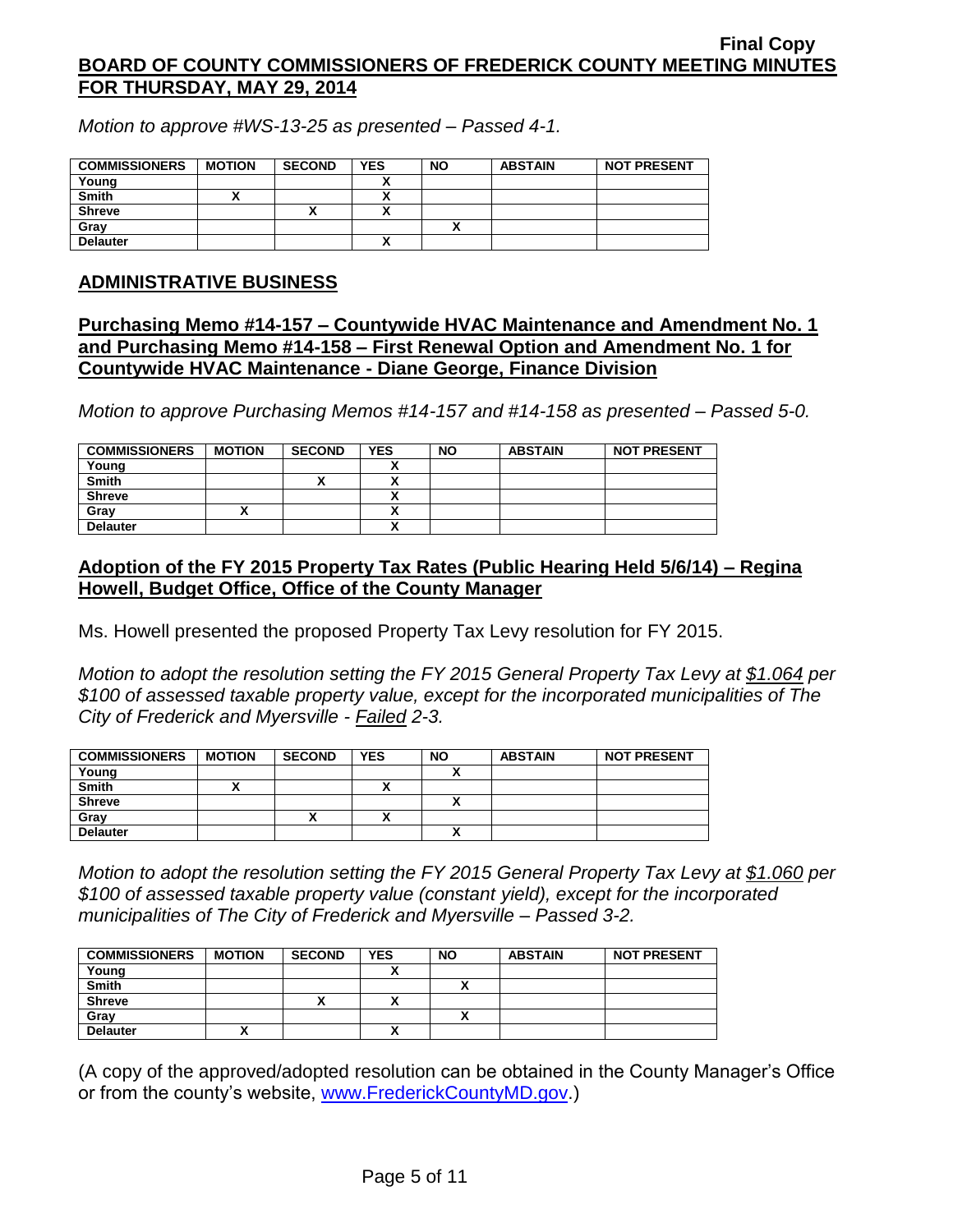*Motion to approve #WS-13-25 as presented – Passed 4-1.*

| COMMISSIONERS | MOTION | SECOND | YES | NO | ABSTAIN | NOT PRESENT |
|---|---|---|---|---|---|---|
| Young | | | X | | | |
| Smith | X | | X | | | |
| Shreve | | X | X | | | |
| Gray | | | | X | | |
| Delauter | | | X | | | |

## ADMINISTRATIVE BUSINESS

### Purchasing Memo #14-157 – Countywide HVAC Maintenance and Amendment No. 1 and Purchasing Memo #14-158 – First Renewal Option and Amendment No. 1 for Countywide HVAC Maintenance - Diane George, Finance Division

*Motion to approve Purchasing Memos #14-157 and #14-158 as presented – Passed 5-0.*

| COMMISSIONERS | MOTION | SECOND | YES | NO | ABSTAIN | NOT PRESENT |
|---|---|---|---|---|---|---|
| Young | | | X | | | |
| Smith | | X | X | | | |
| Shreve | | | X | | | |
| Gray | X | | X | | | |
| Delauter | | | X | | | |

### Adoption of the FY 2015 Property Tax Rates (Public Hearing Held 5/6/14) – Regina Howell, Budget Office, Office of the County Manager

Ms. Howell presented the proposed Property Tax Levy resolution for FY 2015.

*Motion to adopt the resolution setting the FY 2015 General Property Tax Levy at $1.064 per $100 of assessed taxable property value, except for the incorporated municipalities of The City of Frederick and Myersville - Failed 2-3.*

| COMMISSIONERS | MOTION | SECOND | YES | NO | ABSTAIN | NOT PRESENT |
|---|---|---|---|---|---|---|
| Young | | | | X | | |
| Smith | X | | X | | | |
| Shreve | | | | X | | |
| Gray | | X | X | | | |
| Delauter | | | | X | | |

*Motion to adopt the resolution setting the FY 2015 General Property Tax Levy at $1.060 per $100 of assessed taxable property value (constant yield), except for the incorporated municipalities of The City of Frederick and Myersville – Passed 3-2.*

| COMMISSIONERS | MOTION | SECOND | YES | NO | ABSTAIN | NOT PRESENT |
|---|---|---|---|---|---|---|
| Young | | | X | | | |
| Smith | | | | X | | |
| Shreve | | X | X | | | |
| Gray | | | | X | | |
| Delauter | X | | X | | | |

(A copy of the approved/adopted resolution can be obtained in the County Manager's Office or from the county's website, www.FrederickCountyMD.gov.)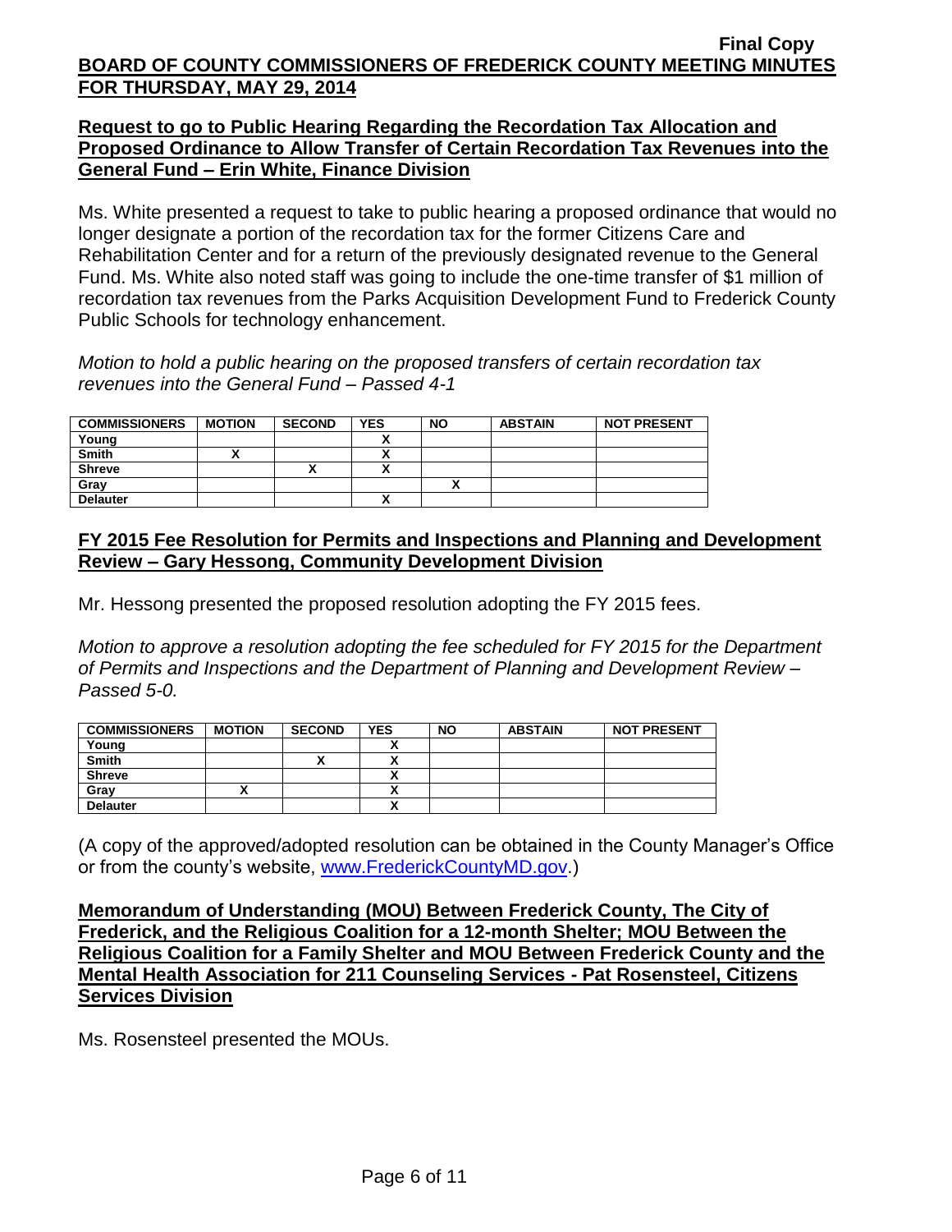## Request to go to Public Hearing Regarding the Recordation Tax Allocation and Proposed Ordinance to Allow Transfer of Certain Recordation Tax Revenues into the General Fund – Erin White, Finance Division

Ms. White presented a request to take to public hearing a proposed ordinance that would no longer designate a portion of the recordation tax for the former Citizens Care and Rehabilitation Center and for a return of the previously designated revenue to the General Fund. Ms. White also noted staff was going to include the one-time transfer of $1 million of recordation tax revenues from the Parks Acquisition Development Fund to Frederick County Public Schools for technology enhancement.

*Motion to hold a public hearing on the proposed transfers of certain recordation tax revenues into the General Fund – Passed 4-1*

| COMMISSIONERS | MOTION | SECOND | YES | NO | ABSTAIN | NOT PRESENT |
|---|---|---|---|---|---|---|
| Young | | | X | | | |
| Smith | X | | X | | | |
| Shreve | | X | X | | | |
| Gray | | | | X | | |
| Delauter | | | X | | | |

## FY 2015 Fee Resolution for Permits and Inspections and Planning and Development Review – Gary Hessong, Community Development Division

Mr. Hessong presented the proposed resolution adopting the FY 2015 fees.

*Motion to approve a resolution adopting the fee scheduled for FY 2015 for the Department of Permits and Inspections and the Department of Planning and Development Review – Passed 5-0.*

| COMMISSIONERS | MOTION | SECOND | YES | NO | ABSTAIN | NOT PRESENT |
|---|---|---|---|---|---|---|
| Young | | | X | | | |
| Smith | | X | X | | | |
| Shreve | | | X | | | |
| Gray | X | | X | | | |
| Delauter | | | X | | | |

(A copy of the approved/adopted resolution can be obtained in the County Manager's Office or from the county's website, www.FrederickCountyMD.gov.)

## Memorandum of Understanding (MOU) Between Frederick County, The City of Frederick, and the Religious Coalition for a 12-month Shelter; MOU Between the Religious Coalition for a Family Shelter and MOU Between Frederick County and the Mental Health Association for 211 Counseling Services - Pat Rosensteel, Citizens Services Division

Ms. Rosensteel presented the MOUs.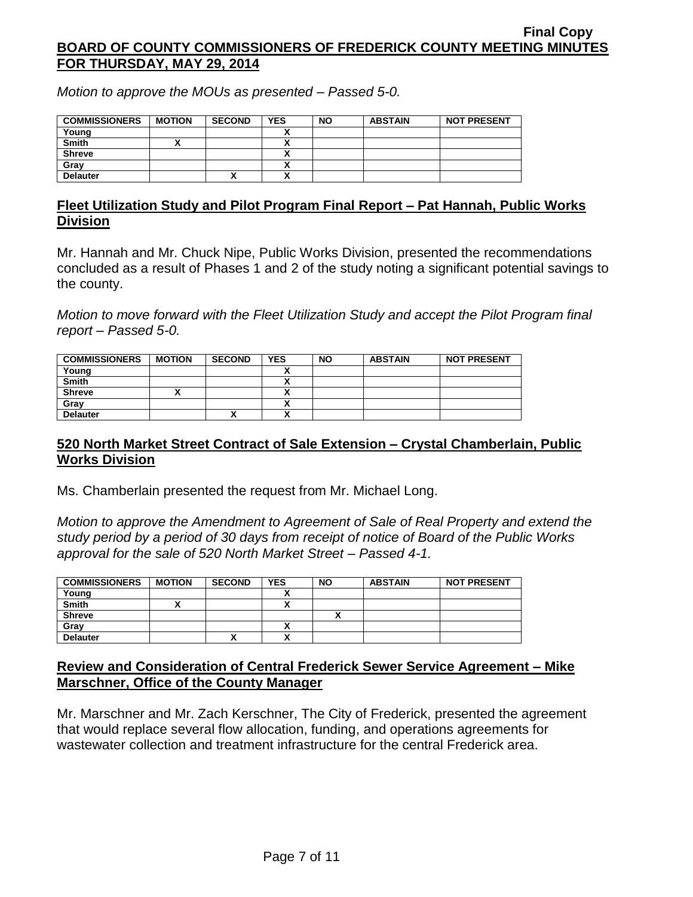*Motion to approve the MOUs as presented – Passed 5-0.*

| COMMISSIONERS | MOTION | SECOND | YES | NO | ABSTAIN | NOT PRESENT |
|---|---|---|---|---|---|---|
| Young | | | X | | | |
| Smith | X | | X | | | |
| Shreve | | | X | | | |
| Gray | | | X | | | |
| Delauter | | X | X | | | |

## Fleet Utilization Study and Pilot Program Final Report – Pat Hannah, Public Works Division

Mr. Hannah and Mr. Chuck Nipe, Public Works Division, presented the recommendations concluded as a result of Phases 1 and 2 of the study noting a significant potential savings to the county.

*Motion to move forward with the Fleet Utilization Study and accept the Pilot Program final report – Passed 5-0.*

| COMMISSIONERS | MOTION | SECOND | YES | NO | ABSTAIN | NOT PRESENT |
|---|---|---|---|---|---|---|
| Young | | | X | | | |
| Smith | | | X | | | |
| Shreve | X | | X | | | |
| Gray | | | X | | | |
| Delauter | | X | X | | | |

## 520 North Market Street Contract of Sale Extension – Crystal Chamberlain, Public Works Division

Ms. Chamberlain presented the request from Mr. Michael Long.

*Motion to approve the Amendment to Agreement of Sale of Real Property and extend the study period by a period of 30 days from receipt of notice of Board of the Public Works approval for the sale of 520 North Market Street – Passed 4-1.*

| COMMISSIONERS | MOTION | SECOND | YES | NO | ABSTAIN | NOT PRESENT |
|---|---|---|---|---|---|---|
| Young | | | X | | | |
| Smith | X | | X | | | |
| Shreve | | | | X | | |
| Gray | | | X | | | |
| Delauter | | X | X | | | |

## Review and Consideration of Central Frederick Sewer Service Agreement – Mike Marschner, Office of the County Manager

Mr. Marschner and Mr. Zach Kerschner, The City of Frederick, presented the agreement that would replace several flow allocation, funding, and operations agreements for wastewater collection and treatment infrastructure for the central Frederick area.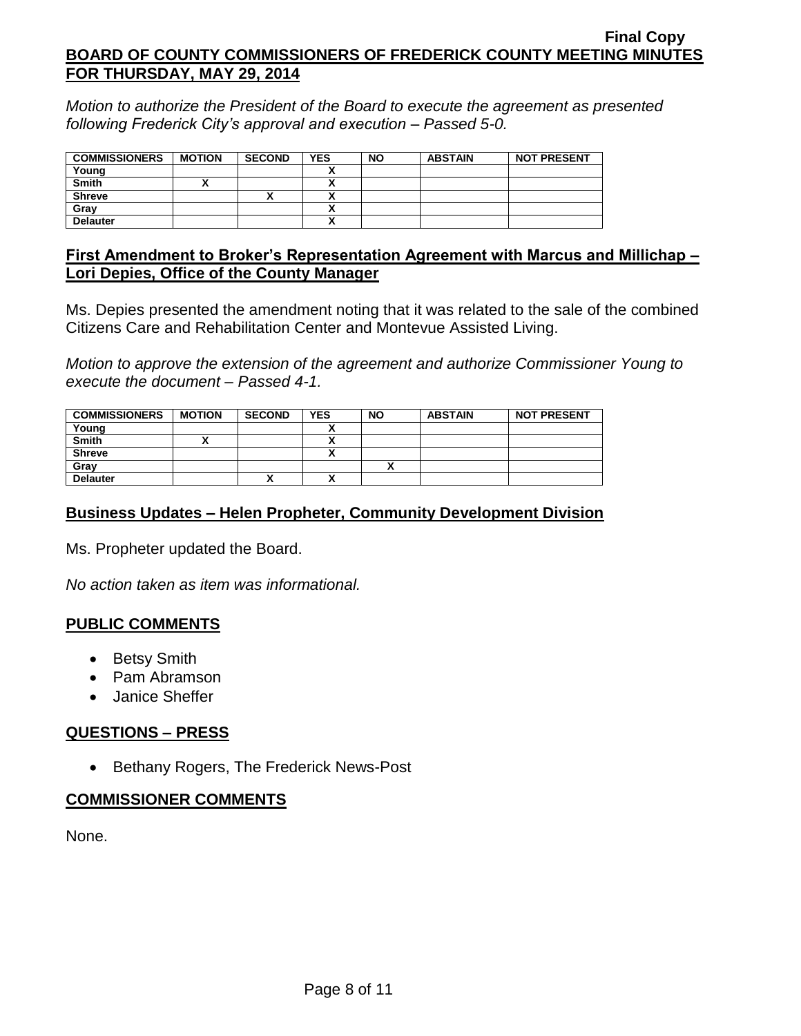*Motion to authorize the President of the Board to execute the agreement as presented following Frederick City's approval and execution – Passed 5-0.*

| COMMISSIONERS | MOTION | SECOND | YES | NO | ABSTAIN | NOT PRESENT |
|---|---|---|---|---|---|---|
| Young | | | X | | | |
| Smith | X | | X | | | |
| Shreve | | X | X | | | |
| Gray | | | X | | | |
| Delauter | | | X | | | |

## First Amendment to Broker's Representation Agreement with Marcus and Millichap – Lori Depies, Office of the County Manager

Ms. Depies presented the amendment noting that it was related to the sale of the combined Citizens Care and Rehabilitation Center and Montevue Assisted Living.

*Motion to approve the extension of the agreement and authorize Commissioner Young to execute the document – Passed 4-1.*

| COMMISSIONERS | MOTION | SECOND | YES | NO | ABSTAIN | NOT PRESENT |
|---|---|---|---|---|---|---|
| Young | | | X | | | |
| Smith | X | | X | | | |
| Shreve | | | X | | | |
| Gray | | | | X | | |
| Delauter | | X | X | | | |

## Business Updates – Helen Propheter, Community Development Division

Ms. Propheter updated the Board.

*No action taken as item was informational.*

## PUBLIC COMMENTS

- Betsy Smith
- Pam Abramson
- Janice Sheffer

## QUESTIONS – PRESS

- Bethany Rogers, The Frederick News-Post

## COMMISSIONER COMMENTS

None.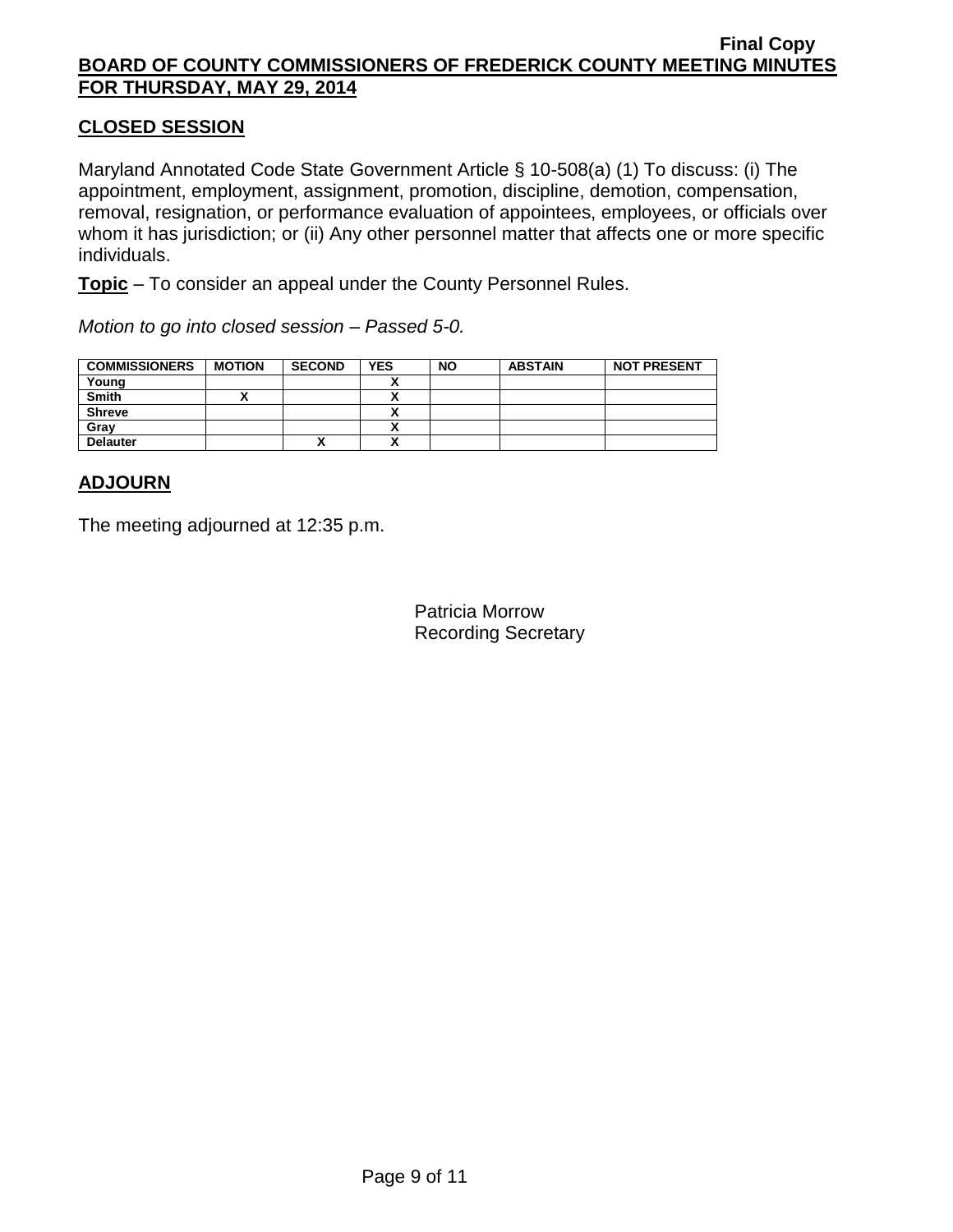## CLOSED SESSION

Maryland Annotated Code State Government Article § 10-508(a) (1) To discuss: (i) The appointment, employment, assignment, promotion, discipline, demotion, compensation, removal, resignation, or performance evaluation of appointees, employees, or officials over whom it has jurisdiction; or (ii) Any other personnel matter that affects one or more specific individuals.

**Topic** – To consider an appeal under the County Personnel Rules.

*Motion to go into closed session – Passed 5-0.*

| COMMISSIONERS | MOTION | SECOND | YES | NO | ABSTAIN | NOT PRESENT |
|---|---|---|---|---|---|---|
| Young | | | X | | | |
| Smith | X | | X | | | |
| Shreve | | | X | | | |
| Gray | | | X | | | |
| Delauter | | X | X | | | |

## ADJOURN

The meeting adjourned at 12:35 p.m.

Patricia Morrow
Recording Secretary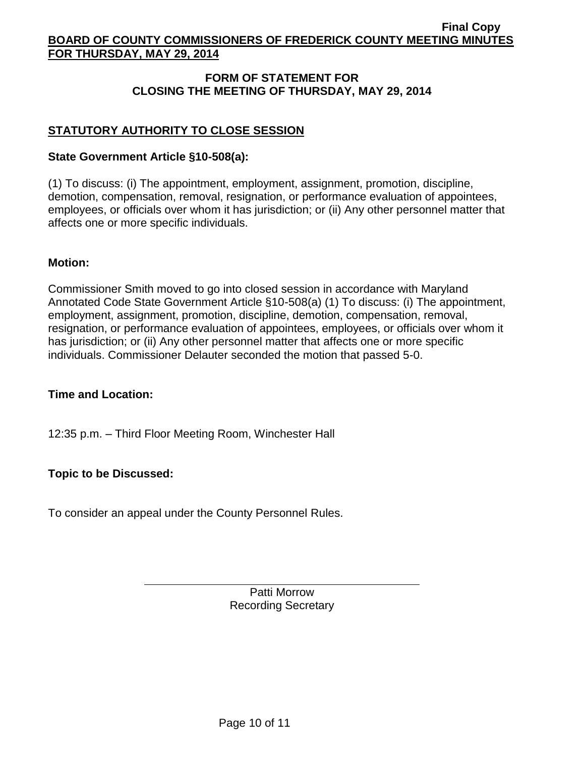## FORM OF STATEMENT FOR CLOSING THE MEETING OF THURSDAY, MAY 29, 2014

### STATUTORY AUTHORITY TO CLOSE SESSION

**State Government Article §10-508(a):**

(1) To discuss: (i) The appointment, employment, assignment, promotion, discipline, demotion, compensation, removal, resignation, or performance evaluation of appointees, employees, or officials over whom it has jurisdiction; or (ii) Any other personnel matter that affects one or more specific individuals.

**Motion:**

Commissioner Smith moved to go into closed session in accordance with Maryland Annotated Code State Government Article §10-508(a) (1) To discuss: (i) The appointment, employment, assignment, promotion, discipline, demotion, compensation, removal, resignation, or performance evaluation of appointees, employees, or officials over whom it has jurisdiction; or (ii) Any other personnel matter that affects one or more specific individuals. Commissioner Delauter seconded the motion that passed 5-0.

**Time and Location:**

12:35 p.m. – Third Floor Meeting Room, Winchester Hall

**Topic to be Discussed:**

To consider an appeal under the County Personnel Rules.

Patti Morrow
Recording Secretary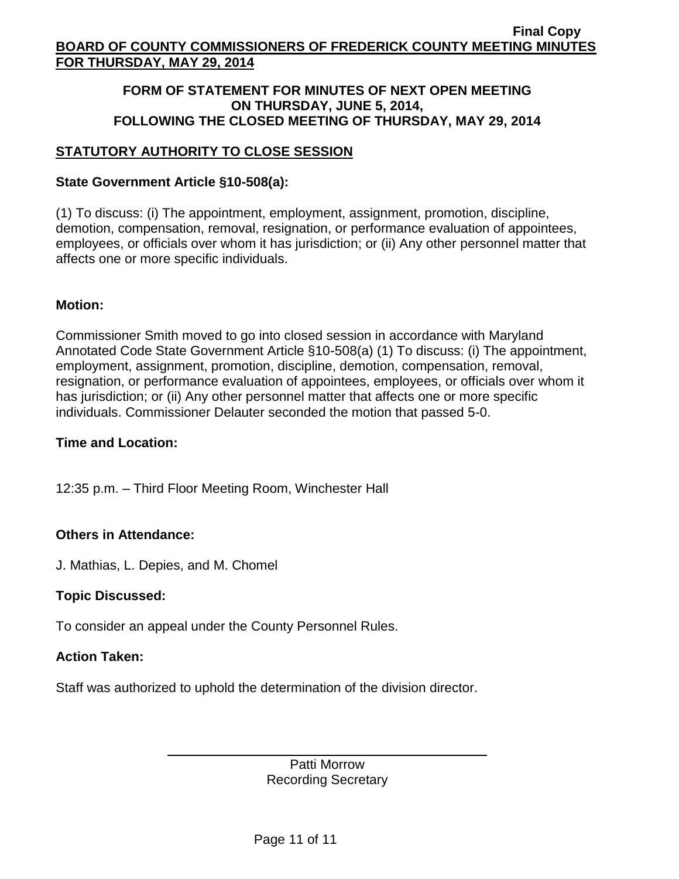**FORM OF STATEMENT FOR MINUTES OF NEXT OPEN MEETING ON THURSDAY, JUNE 5, 2014, FOLLOWING THE CLOSED MEETING OF THURSDAY, MAY 29, 2014**

## STATUTORY AUTHORITY TO CLOSE SESSION

**State Government Article §10-508(a):**

(1) To discuss: (i) The appointment, employment, assignment, promotion, discipline, demotion, compensation, removal, resignation, or performance evaluation of appointees, employees, or officials over whom it has jurisdiction; or (ii) Any other personnel matter that affects one or more specific individuals.

**Motion:**

Commissioner Smith moved to go into closed session in accordance with Maryland Annotated Code State Government Article §10-508(a) (1) To discuss: (i) The appointment, employment, assignment, promotion, discipline, demotion, compensation, removal, resignation, or performance evaluation of appointees, employees, or officials over whom it has jurisdiction; or (ii) Any other personnel matter that affects one or more specific individuals. Commissioner Delauter seconded the motion that passed 5-0.

**Time and Location:**

12:35 p.m. – Third Floor Meeting Room, Winchester Hall

**Others in Attendance:**

J. Mathias, L. Depies, and M. Chomel

**Topic Discussed:**

To consider an appeal under the County Personnel Rules.

**Action Taken:**

Staff was authorized to uphold the determination of the division director.

Patti Morrow
Recording Secretary